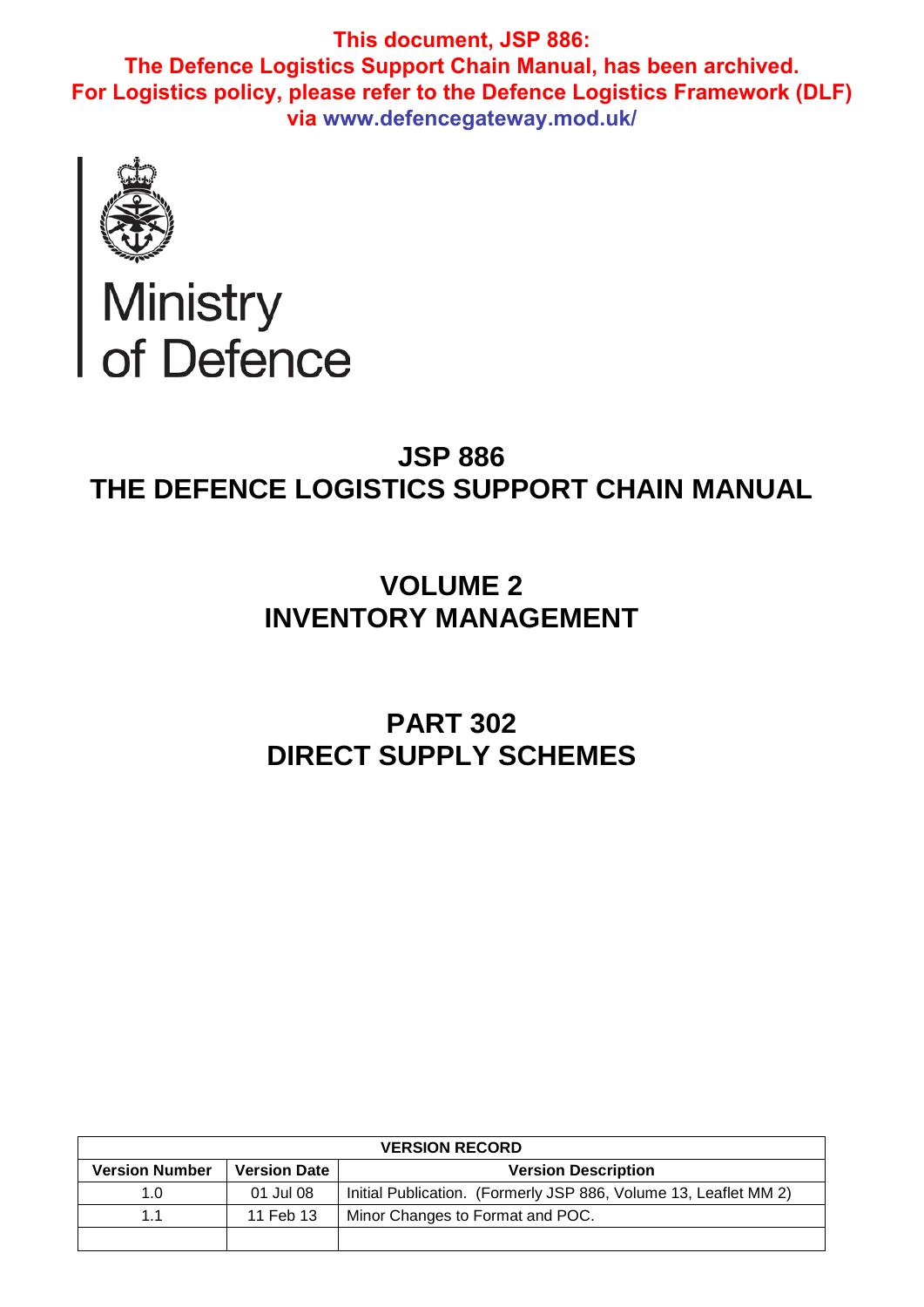**This document, JSP 886:**
**The Defence Logistics Support Chain Manual, has been archived.**
**For Logistics policy, please refer to the Defence Logistics Framework (DLF) via www.defencegateway.mod.uk/**

Ministry of Defence

# JSP 886
# THE DEFENCE LOGISTICS SUPPORT CHAIN MANUAL

## VOLUME 2
## INVENTORY MANAGEMENT

## PART 302
## DIRECT SUPPLY SCHEMES

| VERSION RECORD | | |
|---|---|---|
| **Version Number** | **Version Date** | **Version Description** |
| 1.0 | 01 Jul 08 | Initial Publication. (Formerly JSP 886, Volume 13, Leaflet MM 2) |
| 1.1 | 11 Feb 13 | Minor Changes to Format and POC. |
| | | |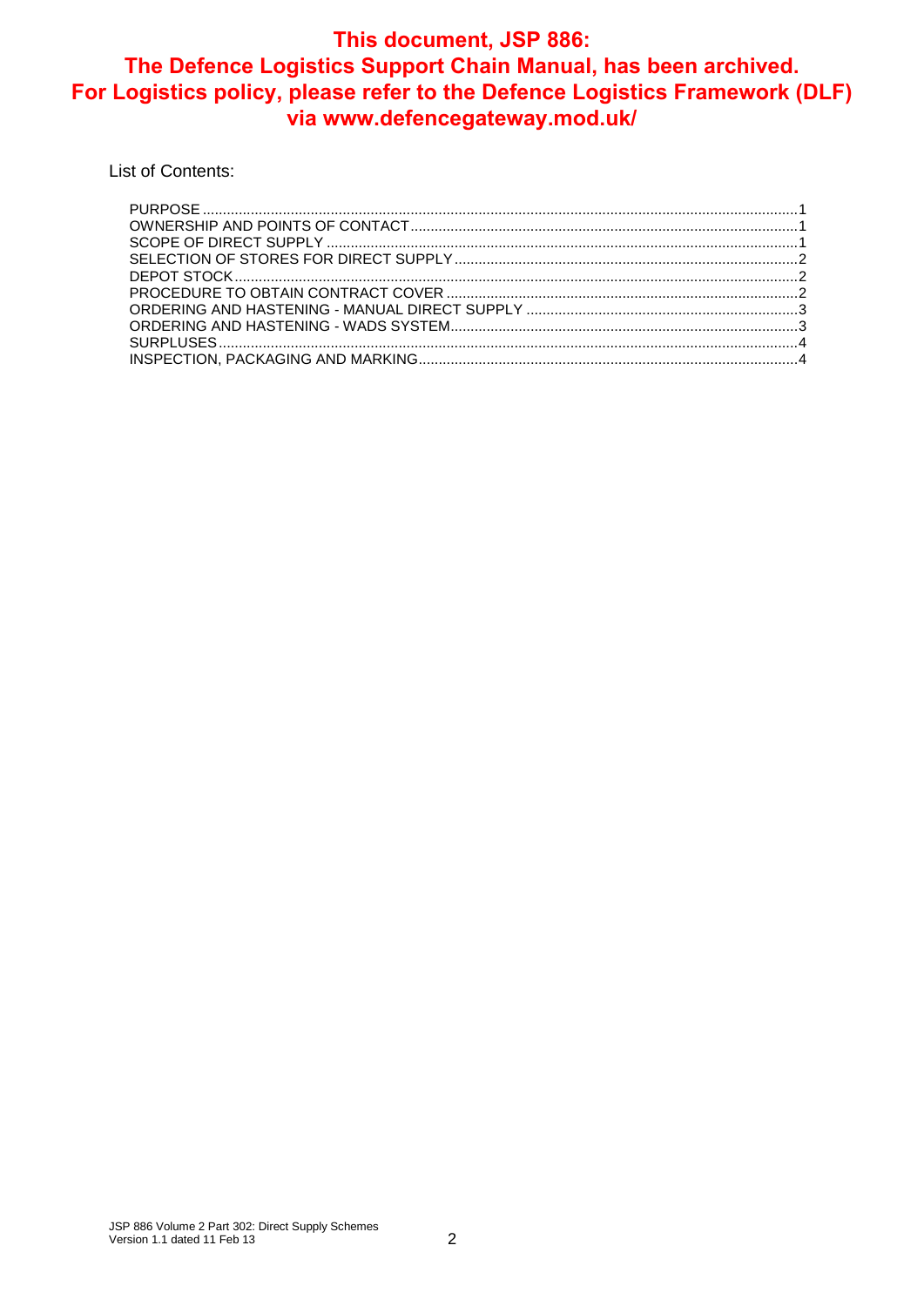**This document, JSP 886: The Defence Logistics Support Chain Manual, has been archived. For Logistics policy, please refer to the Defence Logistics Framework (DLF) via www.defencegateway.mod.uk/**

List of Contents:

- PURPOSE ....... 1
- OWNERSHIP AND POINTS OF CONTACT ....... 1
- SCOPE OF DIRECT SUPPLY ....... 1
- SELECTION OF STORES FOR DIRECT SUPPLY ....... 2
- DEPOT STOCK ....... 2
- PROCEDURE TO OBTAIN CONTRACT COVER ....... 2
- ORDERING AND HASTENING - MANUAL DIRECT SUPPLY ....... 3
- ORDERING AND HASTENING - WADS SYSTEM ....... 3
- SURPLUSES ....... 4
- INSPECTION, PACKAGING AND MARKING ....... 4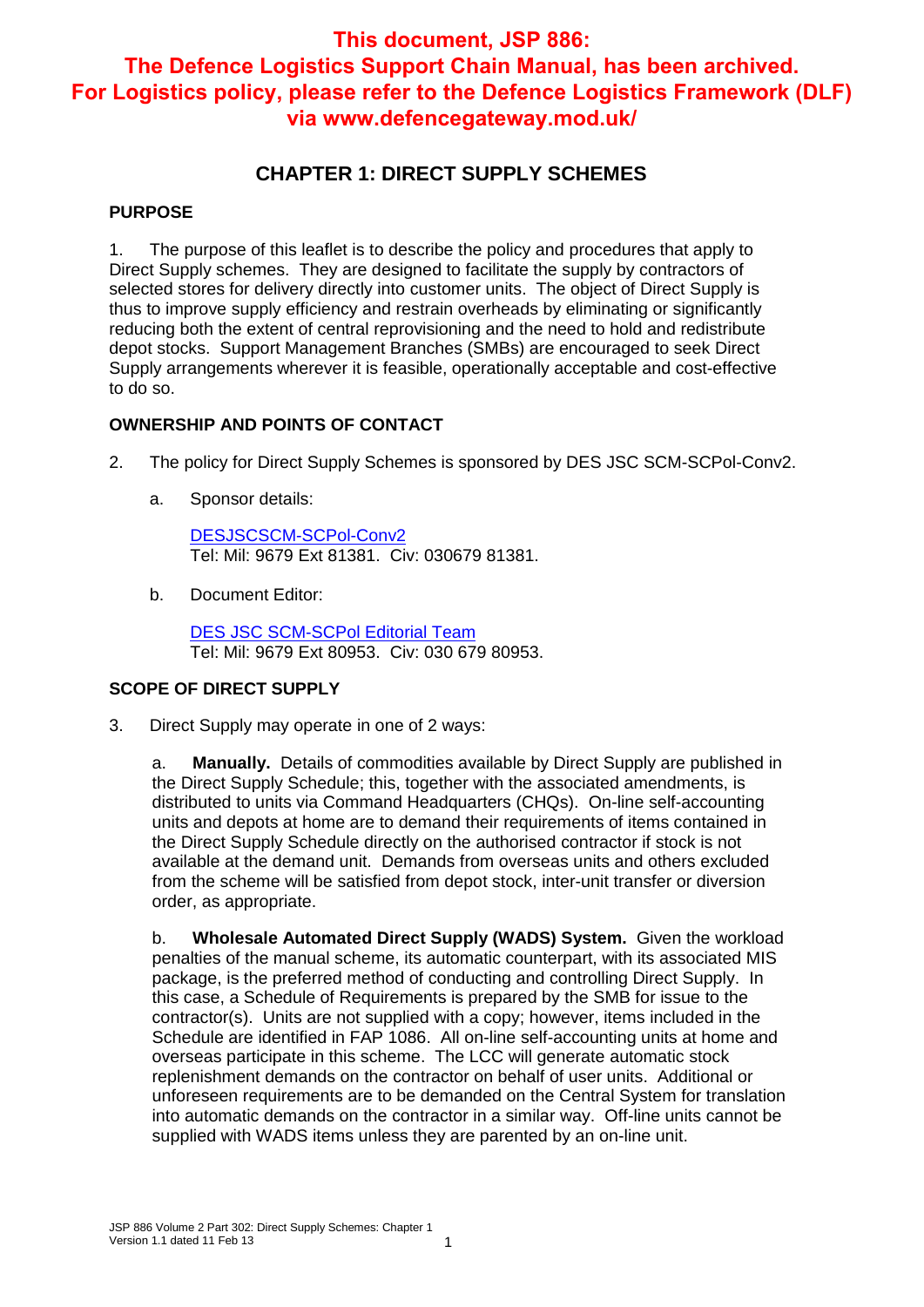**This document, JSP 886: The Defence Logistics Support Chain Manual, has been archived. For Logistics policy, please refer to the Defence Logistics Framework (DLF) via www.defencegateway.mod.uk/**

# CHAPTER 1: DIRECT SUPPLY SCHEMES

## PURPOSE

1. The purpose of this leaflet is to describe the policy and procedures that apply to Direct Supply schemes. They are designed to facilitate the supply by contractors of selected stores for delivery directly into customer units. The object of Direct Supply is thus to improve supply efficiency and restrain overheads by eliminating or significantly reducing both the extent of central reprovisioning and the need to hold and redistribute depot stocks. Support Management Branches (SMBs) are encouraged to seek Direct Supply arrangements wherever it is feasible, operationally acceptable and cost-effective to do so.

## OWNERSHIP AND POINTS OF CONTACT

2. The policy for Direct Supply Schemes is sponsored by DES JSC SCM-SCPol-Conv2.

   a. Sponsor details:

      DESJSCSCM-SCPol-Conv2
      Tel: Mil: 9679 Ext 81381. Civ: 030679 81381.

   b. Document Editor:

      DES JSC SCM-SCPol Editorial Team
      Tel: Mil: 9679 Ext 80953. Civ: 030 679 80953.

## SCOPE OF DIRECT SUPPLY

3. Direct Supply may operate in one of 2 ways:

   a. **Manually.** Details of commodities available by Direct Supply are published in the Direct Supply Schedule; this, together with the associated amendments, is distributed to units via Command Headquarters (CHQs). On-line self-accounting units and depots at home are to demand their requirements of items contained in the Direct Supply Schedule directly on the authorised contractor if stock is not available at the demand unit. Demands from overseas units and others excluded from the scheme will be satisfied from depot stock, inter-unit transfer or diversion order, as appropriate.

   b. **Wholesale Automated Direct Supply (WADS) System.** Given the workload penalties of the manual scheme, its automatic counterpart, with its associated MIS package, is the preferred method of conducting and controlling Direct Supply. In this case, a Schedule of Requirements is prepared by the SMB for issue to the contractor(s). Units are not supplied with a copy; however, items included in the Schedule are identified in FAP 1086. All on-line self-accounting units at home and overseas participate in this scheme. The LCC will generate automatic stock replenishment demands on the contractor on behalf of user units. Additional or unforeseen requirements are to be demanded on the Central System for translation into automatic demands on the contractor in a similar way. Off-line units cannot be supplied with WADS items unless they are parented by an on-line unit.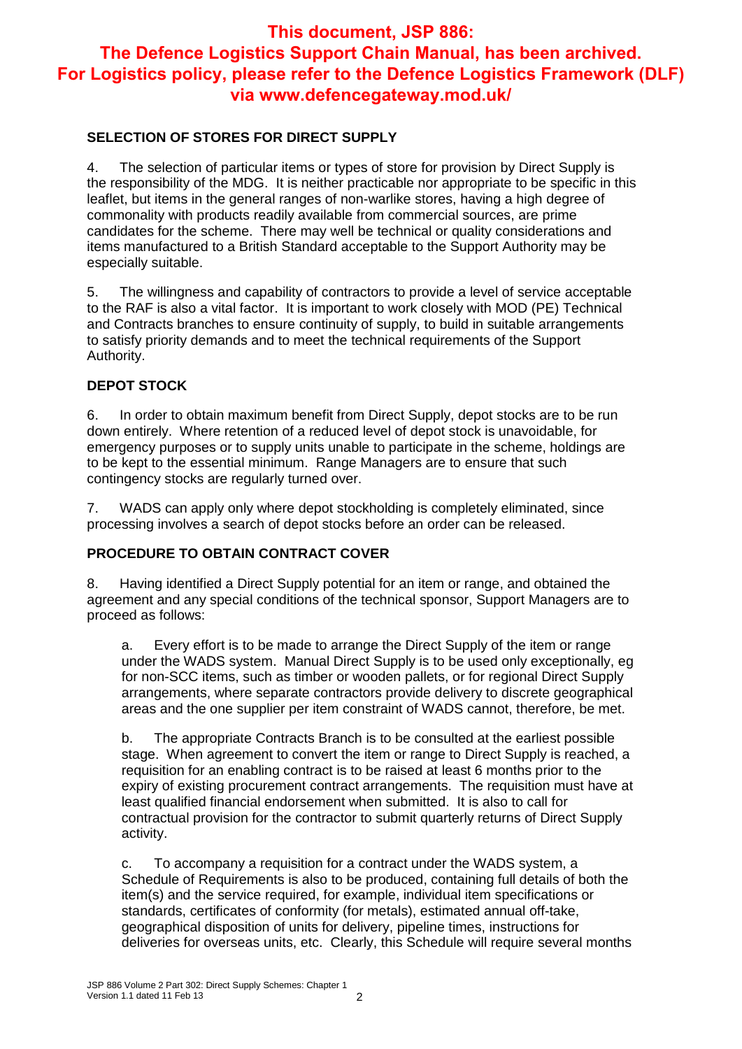**This document, JSP 886: The Defence Logistics Support Chain Manual, has been archived. For Logistics policy, please refer to the Defence Logistics Framework (DLF) via www.defencegateway.mod.uk/**

## SELECTION OF STORES FOR DIRECT SUPPLY

4. The selection of particular items or types of store for provision by Direct Supply is the responsibility of the MDG. It is neither practicable nor appropriate to be specific in this leaflet, but items in the general ranges of non-warlike stores, having a high degree of commonality with products readily available from commercial sources, are prime candidates for the scheme. There may well be technical or quality considerations and items manufactured to a British Standard acceptable to the Support Authority may be especially suitable.

5. The willingness and capability of contractors to provide a level of service acceptable to the RAF is also a vital factor. It is important to work closely with MOD (PE) Technical and Contracts branches to ensure continuity of supply, to build in suitable arrangements to satisfy priority demands and to meet the technical requirements of the Support Authority.

## DEPOT STOCK

6. In order to obtain maximum benefit from Direct Supply, depot stocks are to be run down entirely. Where retention of a reduced level of depot stock is unavoidable, for emergency purposes or to supply units unable to participate in the scheme, holdings are to be kept to the essential minimum. Range Managers are to ensure that such contingency stocks are regularly turned over.

7. WADS can apply only where depot stockholding is completely eliminated, since processing involves a search of depot stocks before an order can be released.

## PROCEDURE TO OBTAIN CONTRACT COVER

8. Having identified a Direct Supply potential for an item or range, and obtained the agreement and any special conditions of the technical sponsor, Support Managers are to proceed as follows:

a. Every effort is to be made to arrange the Direct Supply of the item or range under the WADS system. Manual Direct Supply is to be used only exceptionally, eg for non-SCC items, such as timber or wooden pallets, or for regional Direct Supply arrangements, where separate contractors provide delivery to discrete geographical areas and the one supplier per item constraint of WADS cannot, therefore, be met.

b. The appropriate Contracts Branch is to be consulted at the earliest possible stage. When agreement to convert the item or range to Direct Supply is reached, a requisition for an enabling contract is to be raised at least 6 months prior to the expiry of existing procurement contract arrangements. The requisition must have at least qualified financial endorsement when submitted. It is also to call for contractual provision for the contractor to submit quarterly returns of Direct Supply activity.

c. To accompany a requisition for a contract under the WADS system, a Schedule of Requirements is also to be produced, containing full details of both the item(s) and the service required, for example, individual item specifications or standards, certificates of conformity (for metals), estimated annual off-take, geographical disposition of units for delivery, pipeline times, instructions for deliveries for overseas units, etc. Clearly, this Schedule will require several months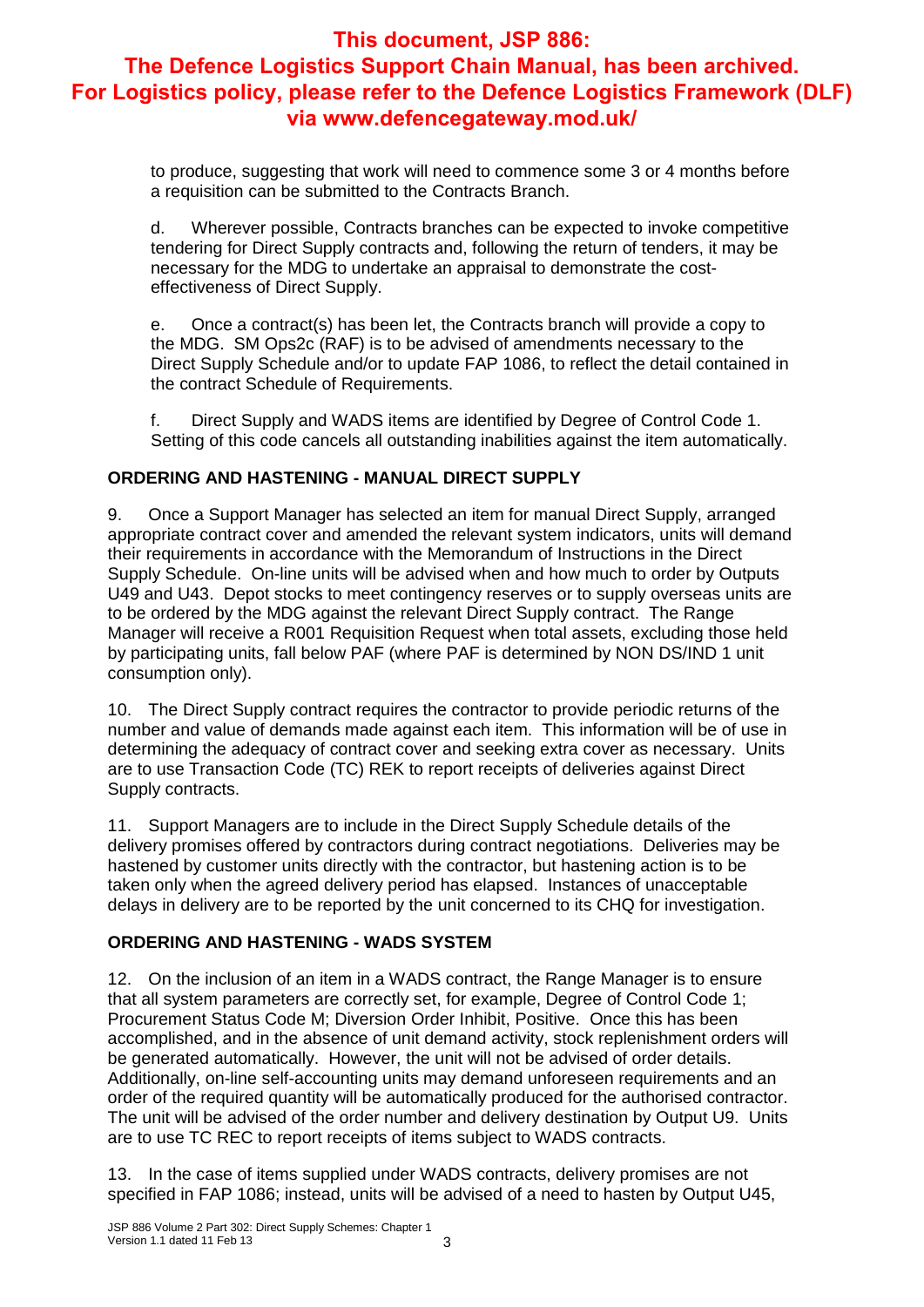to produce, suggesting that work will need to commence some 3 or 4 months before a requisition can be submitted to the Contracts Branch.

d. Wherever possible, Contracts branches can be expected to invoke competitive tendering for Direct Supply contracts and, following the return of tenders, it may be necessary for the MDG to undertake an appraisal to demonstrate the cost-effectiveness of Direct Supply.

e. Once a contract(s) has been let, the Contracts branch will provide a copy to the MDG. SM Ops2c (RAF) is to be advised of amendments necessary to the Direct Supply Schedule and/or to update FAP 1086, to reflect the detail contained in the contract Schedule of Requirements.

f. Direct Supply and WADS items are identified by Degree of Control Code 1. Setting of this code cancels all outstanding inabilities against the item automatically.

**ORDERING AND HASTENING - MANUAL DIRECT SUPPLY**

9. Once a Support Manager has selected an item for manual Direct Supply, arranged appropriate contract cover and amended the relevant system indicators, units will demand their requirements in accordance with the Memorandum of Instructions in the Direct Supply Schedule. On-line units will be advised when and how much to order by Outputs U49 and U43. Depot stocks to meet contingency reserves or to supply overseas units are to be ordered by the MDG against the relevant Direct Supply contract. The Range Manager will receive a R001 Requisition Request when total assets, excluding those held by participating units, fall below PAF (where PAF is determined by NON DS/IND 1 unit consumption only).

10. The Direct Supply contract requires the contractor to provide periodic returns of the number and value of demands made against each item. This information will be of use in determining the adequacy of contract cover and seeking extra cover as necessary. Units are to use Transaction Code (TC) REK to report receipts of deliveries against Direct Supply contracts.

11. Support Managers are to include in the Direct Supply Schedule details of the delivery promises offered by contractors during contract negotiations. Deliveries may be hastened by customer units directly with the contractor, but hastening action is to be taken only when the agreed delivery period has elapsed. Instances of unacceptable delays in delivery are to be reported by the unit concerned to its CHQ for investigation.

**ORDERING AND HASTENING - WADS SYSTEM**

12. On the inclusion of an item in a WADS contract, the Range Manager is to ensure that all system parameters are correctly set, for example, Degree of Control Code 1; Procurement Status Code M; Diversion Order Inhibit, Positive. Once this has been accomplished, and in the absence of unit demand activity, stock replenishment orders will be generated automatically. However, the unit will not be advised of order details. Additionally, on-line self-accounting units may demand unforeseen requirements and an order of the required quantity will be automatically produced for the authorised contractor. The unit will be advised of the order number and delivery destination by Output U9. Units are to use TC REC to report receipts of items subject to WADS contracts.

13. In the case of items supplied under WADS contracts, delivery promises are not specified in FAP 1086; instead, units will be advised of a need to hasten by Output U45,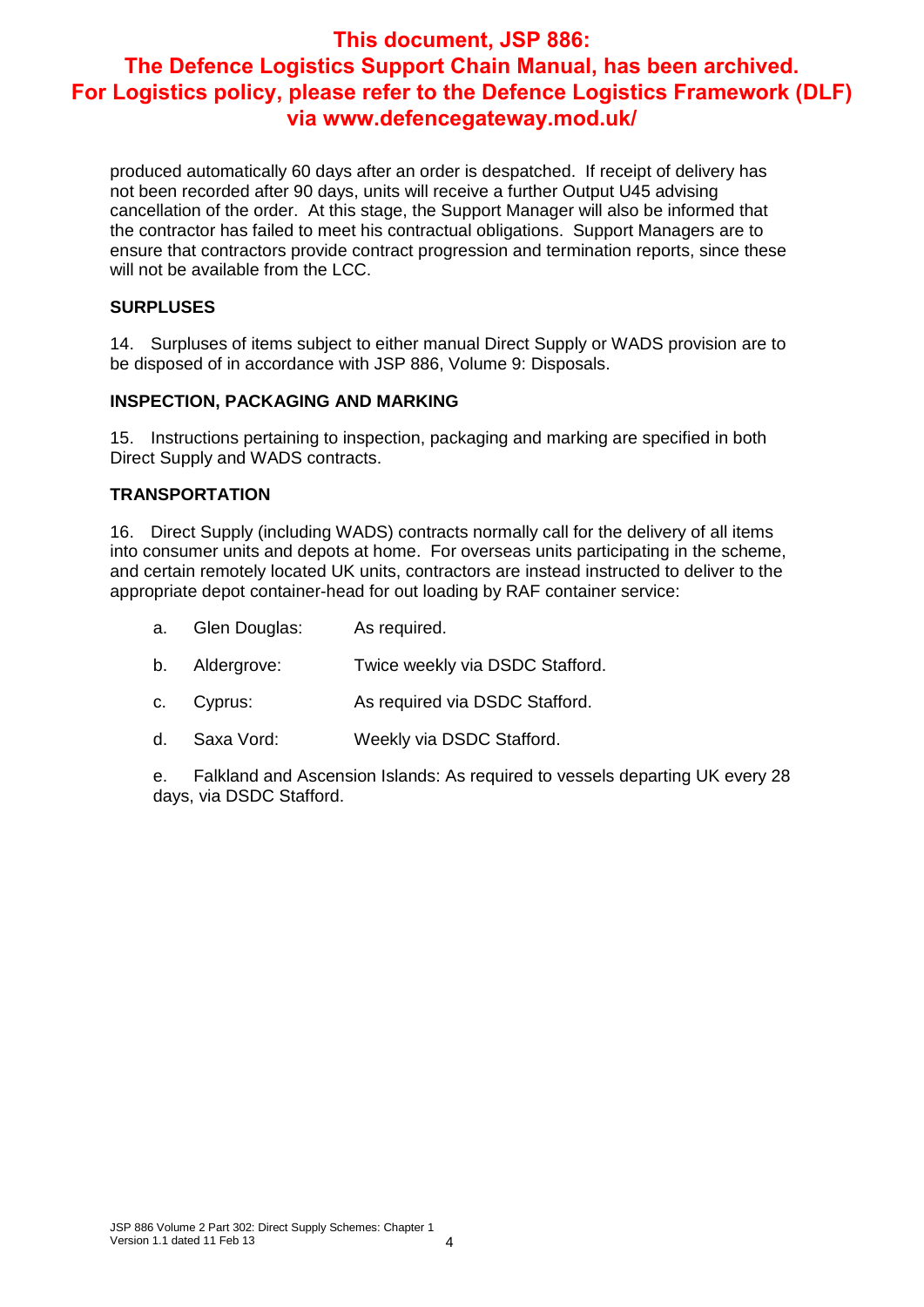**This document, JSP 886: The Defence Logistics Support Chain Manual, has been archived. For Logistics policy, please refer to the Defence Logistics Framework (DLF) via www.defencegateway.mod.uk/**

produced automatically 60 days after an order is despatched. If receipt of delivery has not been recorded after 90 days, units will receive a further Output U45 advising cancellation of the order. At this stage, the Support Manager will also be informed that the contractor has failed to meet his contractual obligations. Support Managers are to ensure that contractors provide contract progression and termination reports, since these will not be available from the LCC.

### SURPLUSES

14. Surpluses of items subject to either manual Direct Supply or WADS provision are to be disposed of in accordance with JSP 886, Volume 9: Disposals.

### INSPECTION, PACKAGING AND MARKING

15. Instructions pertaining to inspection, packaging and marking are specified in both Direct Supply and WADS contracts.

### TRANSPORTATION

16. Direct Supply (including WADS) contracts normally call for the delivery of all items into consumer units and depots at home. For overseas units participating in the scheme, and certain remotely located UK units, contractors are instead instructed to deliver to the appropriate depot container-head for out loading by RAF container service:

a. Glen Douglas: As required.

b. Aldergrove: Twice weekly via DSDC Stafford.

c. Cyprus: As required via DSDC Stafford.

d. Saxa Vord: Weekly via DSDC Stafford.

e. Falkland and Ascension Islands: As required to vessels departing UK every 28 days, via DSDC Stafford.